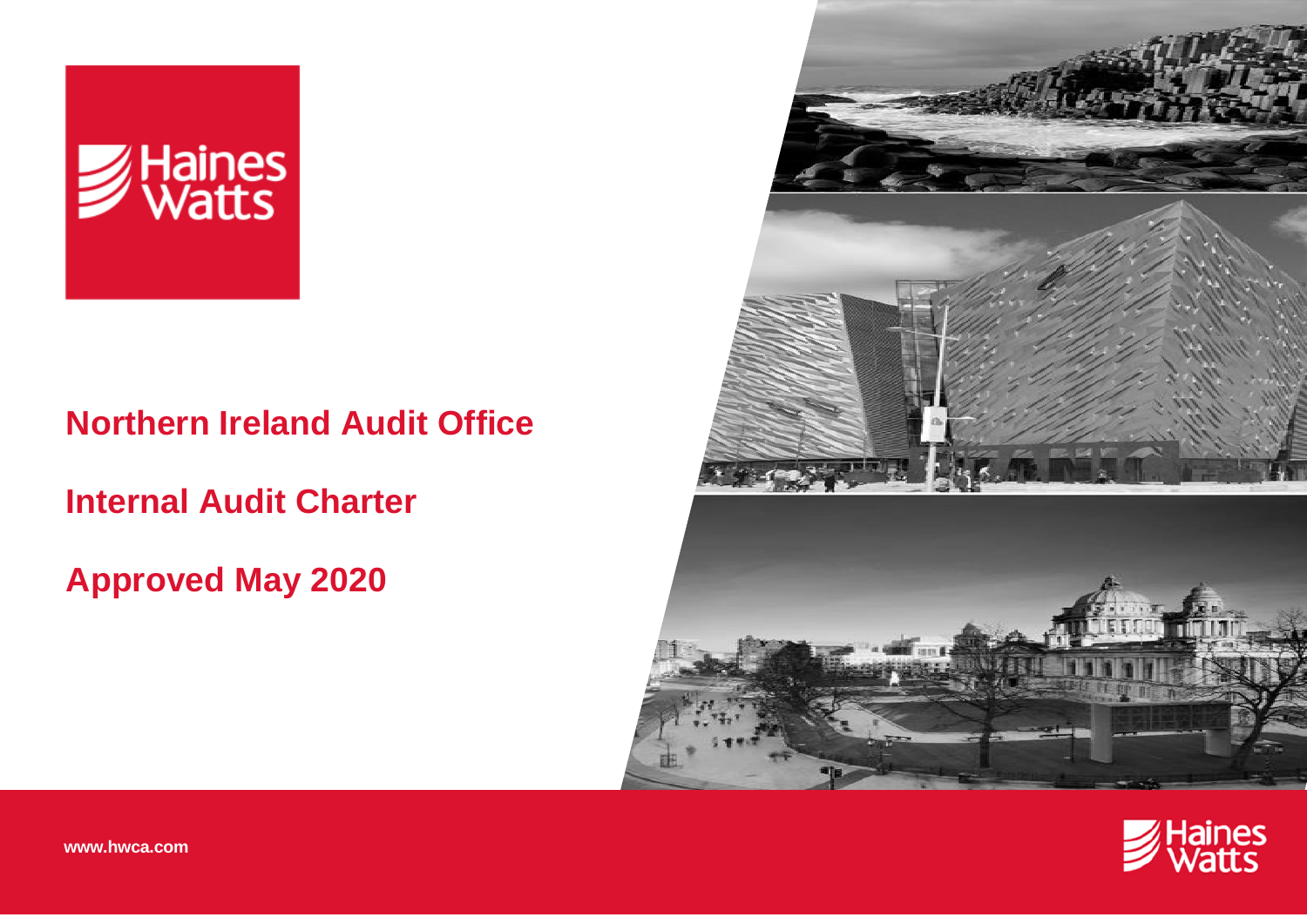Haines Watts

# Northern Ireland Audit Office

## Internal Audit Charter

## Approved May 2020

www.hwca.com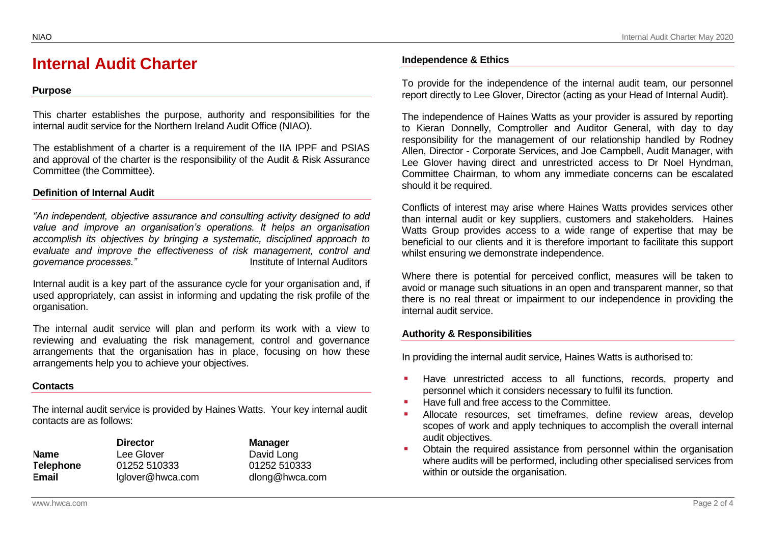# Internal Audit Charter

## Purpose

This charter establishes the purpose, authority and responsibilities for the internal audit service for the Northern Ireland Audit Office (NIAO).

The establishment of a charter is a requirement of the IIA IPPF and PSIAS and approval of the charter is the responsibility of the Audit & Risk Assurance Committee (the Committee).

## Definition of Internal Audit

*"An independent, objective assurance and consulting activity designed to add value and improve an organisation's operations. It helps an organisation accomplish its objectives by bringing a systematic, disciplined approach to evaluate and improve the effectiveness of risk management, control and governance processes."* Institute of Internal Auditors

Internal audit is a key part of the assurance cycle for your organisation and, if used appropriately, can assist in informing and updating the risk profile of the organisation.

The internal audit service will plan and perform its work with a view to reviewing and evaluating the risk management, control and governance arrangements that the organisation has in place, focusing on how these arrangements help you to achieve your objectives.

## Contacts

The internal audit service is provided by Haines Watts. Your key internal audit contacts are as follows:

| | Director | Manager |
|---|---|---|
| **Name** | Lee Glover | David Long |
| **Telephone** | 01252 510333 | 01252 510333 |
| **Email** | lglover@hwca.com | dlong@hwca.com |

## Independence & Ethics

To provide for the independence of the internal audit team, our personnel report directly to Lee Glover, Director (acting as your Head of Internal Audit).

The independence of Haines Watts as your provider is assured by reporting to Kieran Donnelly, Comptroller and Auditor General, with day to day responsibility for the management of our relationship handled by Rodney Allen, Director - Corporate Services, and Joe Campbell, Audit Manager, with Lee Glover having direct and unrestricted access to Dr Noel Hyndman, Committee Chairman, to whom any immediate concerns can be escalated should it be required.

Conflicts of interest may arise where Haines Watts provides services other than internal audit or key suppliers, customers and stakeholders. Haines Watts Group provides access to a wide range of expertise that may be beneficial to our clients and it is therefore important to facilitate this support whilst ensuring we demonstrate independence.

Where there is potential for perceived conflict, measures will be taken to avoid or manage such situations in an open and transparent manner, so that there is no real threat or impairment to our independence in providing the internal audit service.

## Authority & Responsibilities

In providing the internal audit service, Haines Watts is authorised to:

- Have unrestricted access to all functions, records, property and personnel which it considers necessary to fulfil its function.
- Have full and free access to the Committee.
- Allocate resources, set timeframes, define review areas, develop scopes of work and apply techniques to accomplish the overall internal audit objectives.
- Obtain the required assistance from personnel within the organisation where audits will be performed, including other specialised services from within or outside the organisation.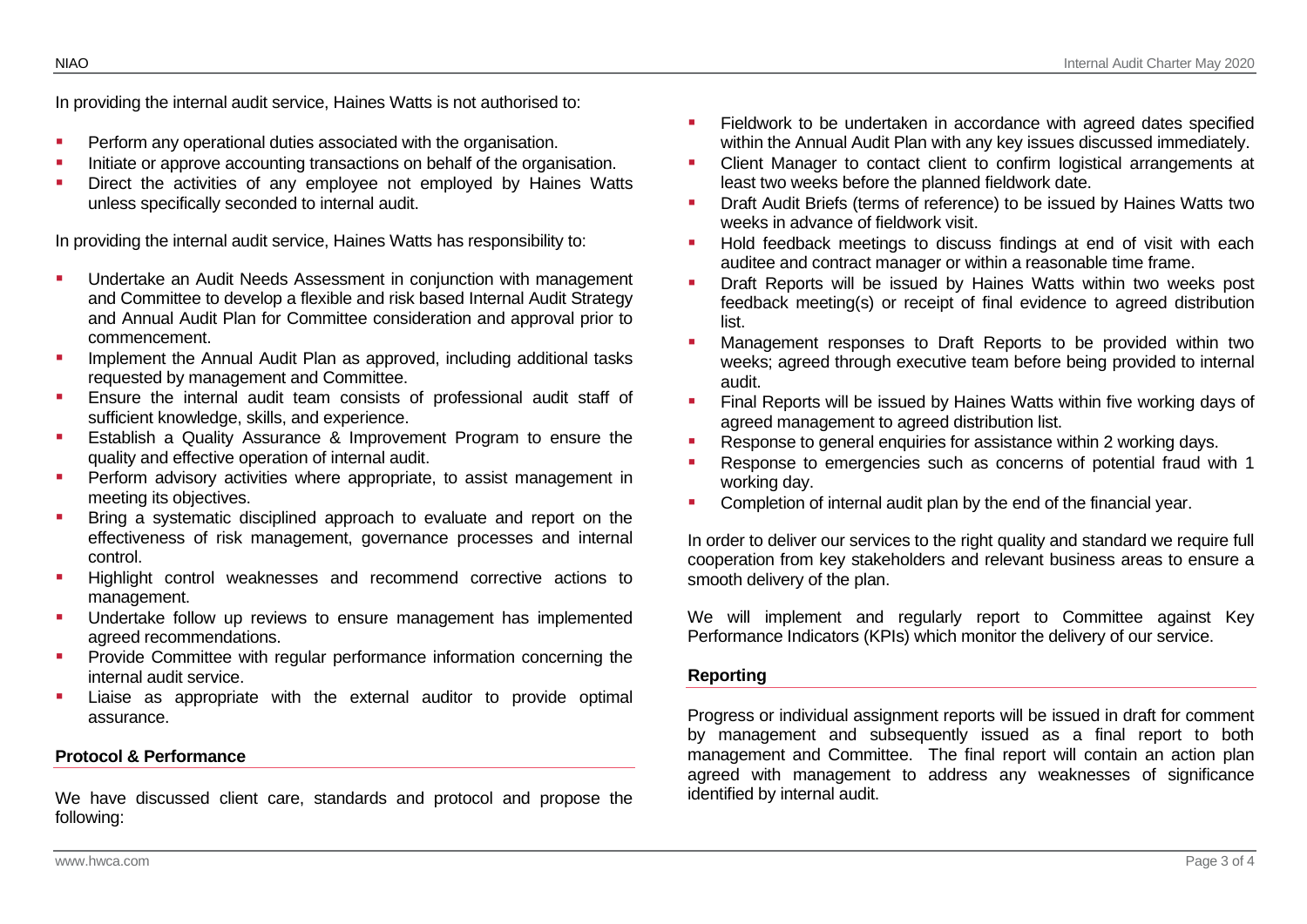In providing the internal audit service, Haines Watts is not authorised to:

- Perform any operational duties associated with the organisation.
- Initiate or approve accounting transactions on behalf of the organisation.
- Direct the activities of any employee not employed by Haines Watts unless specifically seconded to internal audit.

In providing the internal audit service, Haines Watts has responsibility to:

- Undertake an Audit Needs Assessment in conjunction with management and Committee to develop a flexible and risk based Internal Audit Strategy and Annual Audit Plan for Committee consideration and approval prior to commencement.
- Implement the Annual Audit Plan as approved, including additional tasks requested by management and Committee.
- Ensure the internal audit team consists of professional audit staff of sufficient knowledge, skills, and experience.
- Establish a Quality Assurance & Improvement Program to ensure the quality and effective operation of internal audit.
- Perform advisory activities where appropriate, to assist management in meeting its objectives.
- Bring a systematic disciplined approach to evaluate and report on the effectiveness of risk management, governance processes and internal control.
- Highlight control weaknesses and recommend corrective actions to management.
- Undertake follow up reviews to ensure management has implemented agreed recommendations.
- Provide Committee with regular performance information concerning the internal audit service.
- Liaise as appropriate with the external auditor to provide optimal assurance.

**Protocol & Performance**

We have discussed client care, standards and protocol and propose the following:

- Fieldwork to be undertaken in accordance with agreed dates specified within the Annual Audit Plan with any key issues discussed immediately.
- Client Manager to contact client to confirm logistical arrangements at least two weeks before the planned fieldwork date.
- Draft Audit Briefs (terms of reference) to be issued by Haines Watts two weeks in advance of fieldwork visit.
- Hold feedback meetings to discuss findings at end of visit with each auditee and contract manager or within a reasonable time frame.
- Draft Reports will be issued by Haines Watts within two weeks post feedback meeting(s) or receipt of final evidence to agreed distribution list.
- Management responses to Draft Reports to be provided within two weeks; agreed through executive team before being provided to internal audit.
- Final Reports will be issued by Haines Watts within five working days of agreed management to agreed distribution list.
- Response to general enquiries for assistance within 2 working days.
- Response to emergencies such as concerns of potential fraud with 1 working day.
- Completion of internal audit plan by the end of the financial year.

In order to deliver our services to the right quality and standard we require full cooperation from key stakeholders and relevant business areas to ensure a smooth delivery of the plan.

We will implement and regularly report to Committee against Key Performance Indicators (KPIs) which monitor the delivery of our service.

**Reporting**

Progress or individual assignment reports will be issued in draft for comment by management and subsequently issued as a final report to both management and Committee. The final report will contain an action plan agreed with management to address any weaknesses of significance identified by internal audit.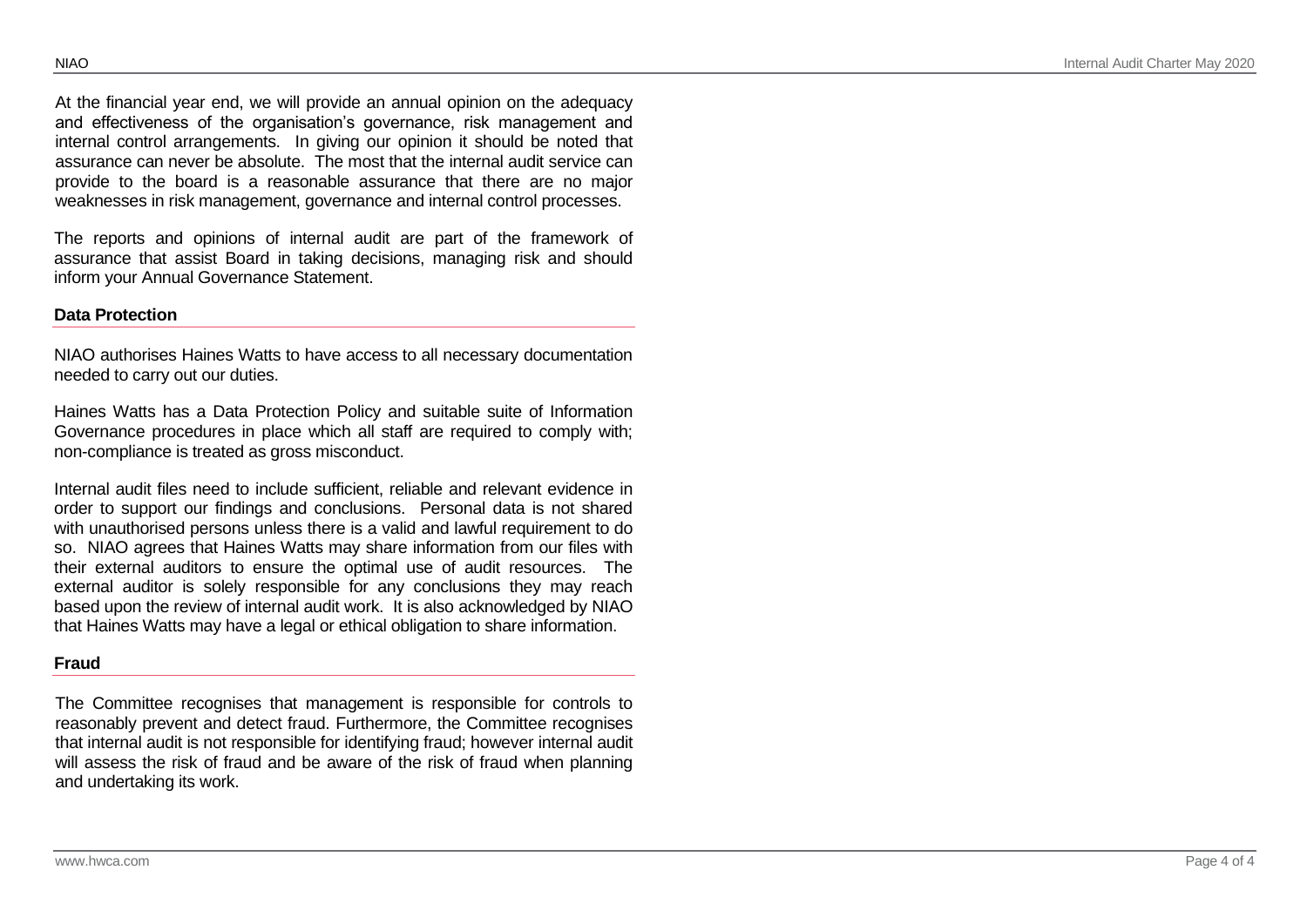At the financial year end, we will provide an annual opinion on the adequacy and effectiveness of the organisation's governance, risk management and internal control arrangements. In giving our opinion it should be noted that assurance can never be absolute. The most that the internal audit service can provide to the board is a reasonable assurance that there are no major weaknesses in risk management, governance and internal control processes.

The reports and opinions of internal audit are part of the framework of assurance that assist Board in taking decisions, managing risk and should inform your Annual Governance Statement.

### Data Protection

NIAO authorises Haines Watts to have access to all necessary documentation needed to carry out our duties.

Haines Watts has a Data Protection Policy and suitable suite of Information Governance procedures in place which all staff are required to comply with; non-compliance is treated as gross misconduct.

Internal audit files need to include sufficient, reliable and relevant evidence in order to support our findings and conclusions. Personal data is not shared with unauthorised persons unless there is a valid and lawful requirement to do so. NIAO agrees that Haines Watts may share information from our files with their external auditors to ensure the optimal use of audit resources. The external auditor is solely responsible for any conclusions they may reach based upon the review of internal audit work. It is also acknowledged by NIAO that Haines Watts may have a legal or ethical obligation to share information.

### Fraud

The Committee recognises that management is responsible for controls to reasonably prevent and detect fraud. Furthermore, the Committee recognises that internal audit is not responsible for identifying fraud; however internal audit will assess the risk of fraud and be aware of the risk of fraud when planning and undertaking its work.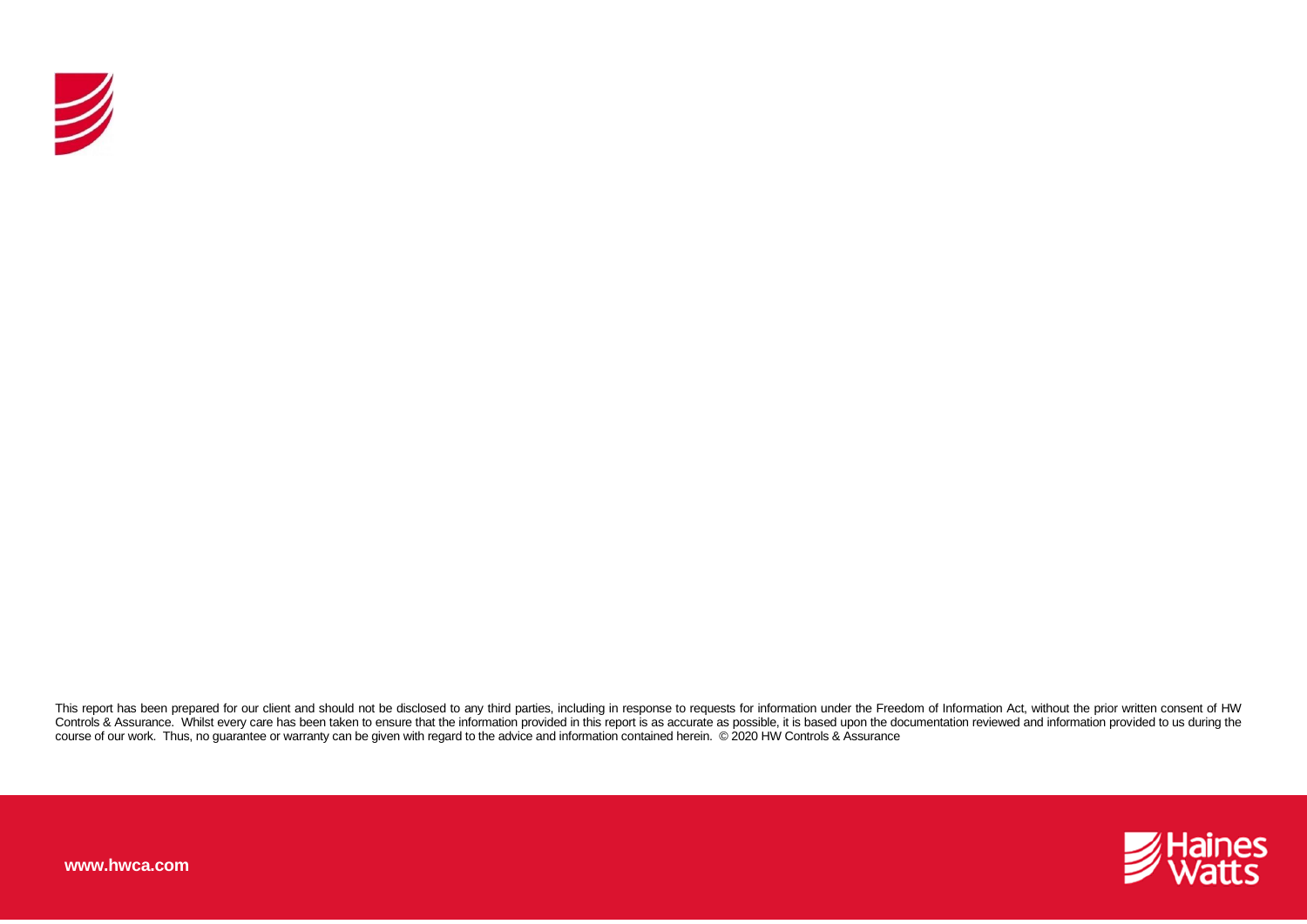This report has been prepared for our client and should not be disclosed to any third parties, including in response to requests for information under the Freedom of Information Act, without the prior written consent of HW Controls & Assurance. Whilst every care has been taken to ensure that the information provided in this report is as accurate as possible, it is based upon the documentation reviewed and information provided to us during the course of our work. Thus, no guarantee or warranty can be given with regard to the advice and information contained herein. © 2020 HW Controls & Assurance

**www.hwca.com**

Haines Watts